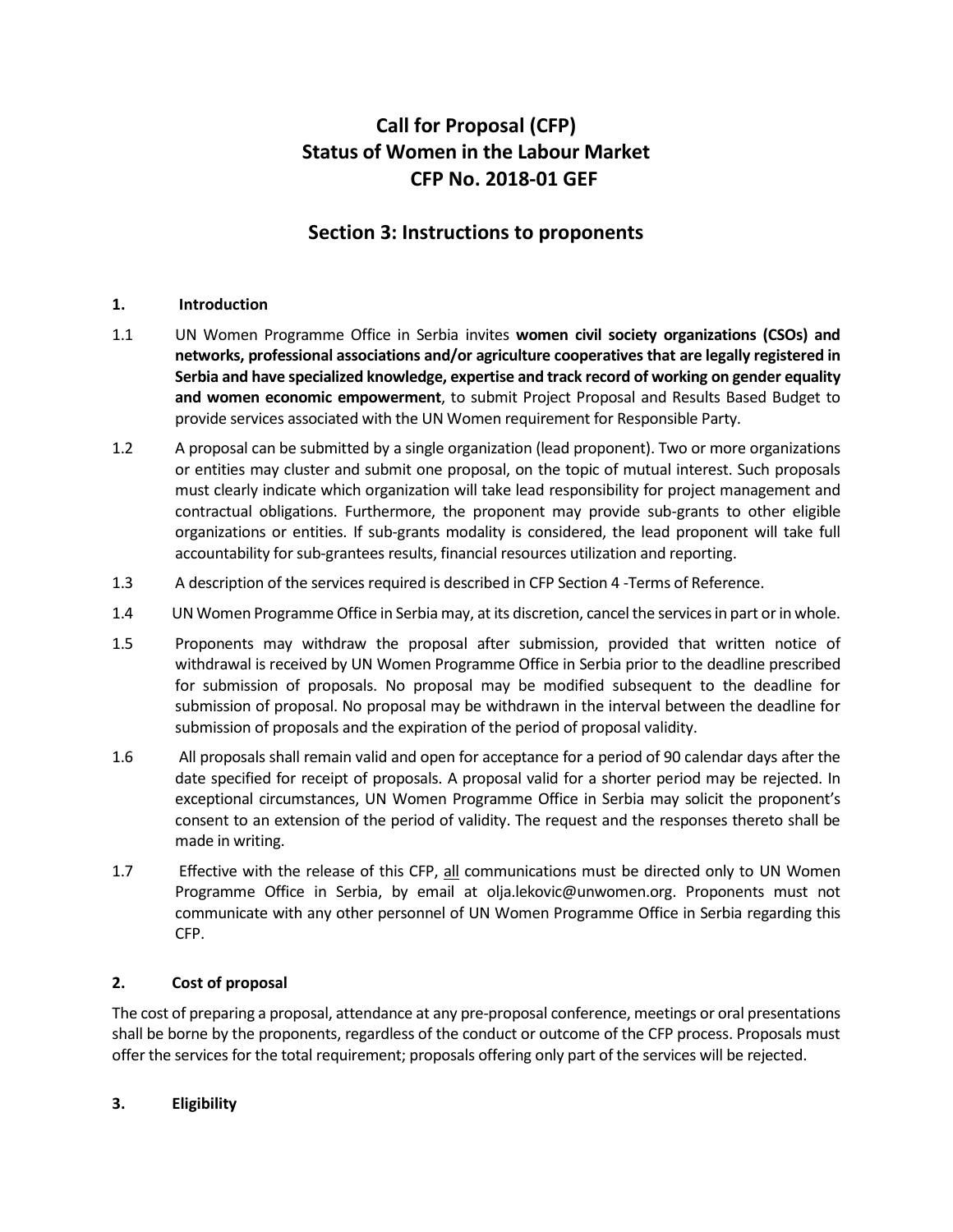# Call for Proposal (CFP)
# Status of Women in the Labour Market
# CFP No. 2018-01 GEF

## Section 3: Instructions to proponents

### 1. Introduction

1.1 UN Women Programme Office in Serbia invites **women civil society organizations (CSOs) and networks, professional associations and/or agriculture cooperatives that are legally registered in Serbia and have specialized knowledge, expertise and track record of working on gender equality and women economic empowerment**, to submit Project Proposal and Results Based Budget to provide services associated with the UN Women requirement for Responsible Party.

1.2 A proposal can be submitted by a single organization (lead proponent). Two or more organizations or entities may cluster and submit one proposal, on the topic of mutual interest. Such proposals must clearly indicate which organization will take lead responsibility for project management and contractual obligations. Furthermore, the proponent may provide sub-grants to other eligible organizations or entities. If sub-grants modality is considered, the lead proponent will take full accountability for sub-grantees results, financial resources utilization and reporting.

1.3 A description of the services required is described in CFP Section 4 -Terms of Reference.

1.4 UN Women Programme Office in Serbia may, at its discretion, cancel the services in part or in whole.

1.5 Proponents may withdraw the proposal after submission, provided that written notice of withdrawal is received by UN Women Programme Office in Serbia prior to the deadline prescribed for submission of proposals. No proposal may be modified subsequent to the deadline for submission of proposal. No proposal may be withdrawn in the interval between the deadline for submission of proposals and the expiration of the period of proposal validity.

1.6 All proposals shall remain valid and open for acceptance for a period of 90 calendar days after the date specified for receipt of proposals. A proposal valid for a shorter period may be rejected. In exceptional circumstances, UN Women Programme Office in Serbia may solicit the proponent's consent to an extension of the period of validity. The request and the responses thereto shall be made in writing.

1.7 Effective with the release of this CFP, all communications must be directed only to UN Women Programme Office in Serbia, by email at olja.lekovic@unwomen.org. Proponents must not communicate with any other personnel of UN Women Programme Office in Serbia regarding this CFP.

### 2. Cost of proposal

The cost of preparing a proposal, attendance at any pre-proposal conference, meetings or oral presentations shall be borne by the proponents, regardless of the conduct or outcome of the CFP process. Proposals must offer the services for the total requirement; proposals offering only part of the services will be rejected.

### 3. Eligibility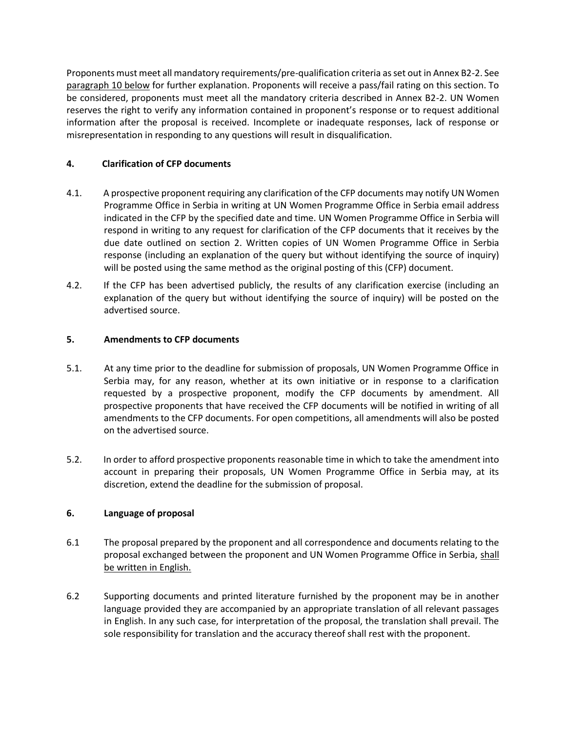Proponents must meet all mandatory requirements/pre-qualification criteria as set out in Annex B2-2. See paragraph 10 below for further explanation. Proponents will receive a pass/fail rating on this section. To be considered, proponents must meet all the mandatory criteria described in Annex B2-2. UN Women reserves the right to verify any information contained in proponent's response or to request additional information after the proposal is received. Incomplete or inadequate responses, lack of response or misrepresentation in responding to any questions will result in disqualification.

## 4. Clarification of CFP documents

4.1. A prospective proponent requiring any clarification of the CFP documents may notify UN Women Programme Office in Serbia in writing at UN Women Programme Office in Serbia email address indicated in the CFP by the specified date and time. UN Women Programme Office in Serbia will respond in writing to any request for clarification of the CFP documents that it receives by the due date outlined on section 2. Written copies of UN Women Programme Office in Serbia response (including an explanation of the query but without identifying the source of inquiry) will be posted using the same method as the original posting of this (CFP) document.

4.2. If the CFP has been advertised publicly, the results of any clarification exercise (including an explanation of the query but without identifying the source of inquiry) will be posted on the advertised source.

## 5. Amendments to CFP documents

5.1. At any time prior to the deadline for submission of proposals, UN Women Programme Office in Serbia may, for any reason, whether at its own initiative or in response to a clarification requested by a prospective proponent, modify the CFP documents by amendment. All prospective proponents that have received the CFP documents will be notified in writing of all amendments to the CFP documents. For open competitions, all amendments will also be posted on the advertised source.

5.2. In order to afford prospective proponents reasonable time in which to take the amendment into account in preparing their proposals, UN Women Programme Office in Serbia may, at its discretion, extend the deadline for the submission of proposal.

## 6. Language of proposal

6.1 The proposal prepared by the proponent and all correspondence and documents relating to the proposal exchanged between the proponent and UN Women Programme Office in Serbia, shall be written in English.

6.2 Supporting documents and printed literature furnished by the proponent may be in another language provided they are accompanied by an appropriate translation of all relevant passages in English. In any such case, for interpretation of the proposal, the translation shall prevail. The sole responsibility for translation and the accuracy thereof shall rest with the proponent.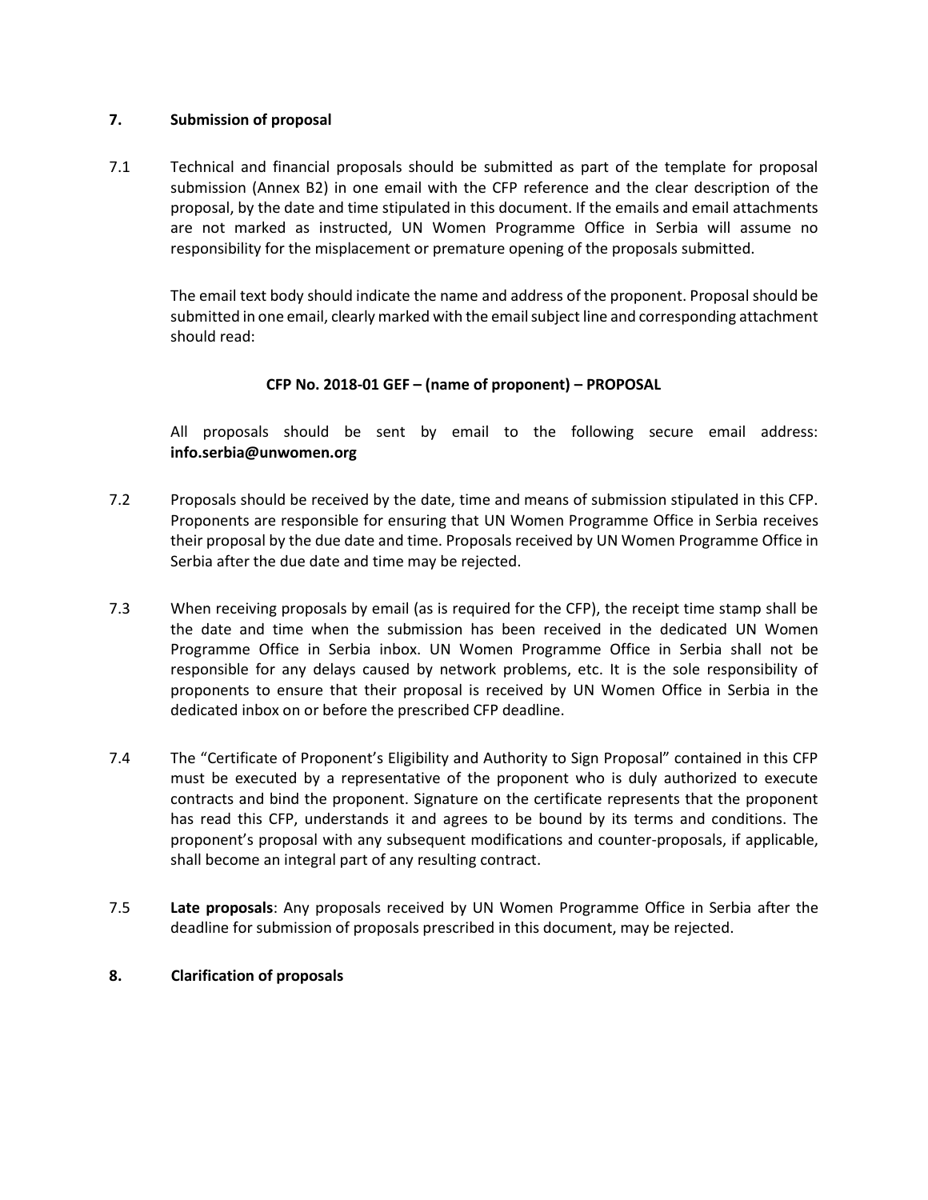## 7. Submission of proposal

7.1 Technical and financial proposals should be submitted as part of the template for proposal submission (Annex B2) in one email with the CFP reference and the clear description of the proposal, by the date and time stipulated in this document. If the emails and email attachments are not marked as instructed, UN Women Programme Office in Serbia will assume no responsibility for the misplacement or premature opening of the proposals submitted.

The email text body should indicate the name and address of the proponent. Proposal should be submitted in one email, clearly marked with the email subject line and corresponding attachment should read:

**CFP No. 2018-01 GEF – (name of proponent) – PROPOSAL**

All proposals should be sent by email to the following secure email address: **info.serbia@unwomen.org**

7.2 Proposals should be received by the date, time and means of submission stipulated in this CFP. Proponents are responsible for ensuring that UN Women Programme Office in Serbia receives their proposal by the due date and time. Proposals received by UN Women Programme Office in Serbia after the due date and time may be rejected.

7.3 When receiving proposals by email (as is required for the CFP), the receipt time stamp shall be the date and time when the submission has been received in the dedicated UN Women Programme Office in Serbia inbox. UN Women Programme Office in Serbia shall not be responsible for any delays caused by network problems, etc. It is the sole responsibility of proponents to ensure that their proposal is received by UN Women Office in Serbia in the dedicated inbox on or before the prescribed CFP deadline.

7.4 The "Certificate of Proponent's Eligibility and Authority to Sign Proposal" contained in this CFP must be executed by a representative of the proponent who is duly authorized to execute contracts and bind the proponent. Signature on the certificate represents that the proponent has read this CFP, understands it and agrees to be bound by its terms and conditions. The proponent's proposal with any subsequent modifications and counter-proposals, if applicable, shall become an integral part of any resulting contract.

7.5 **Late proposals**: Any proposals received by UN Women Programme Office in Serbia after the deadline for submission of proposals prescribed in this document, may be rejected.

## 8. Clarification of proposals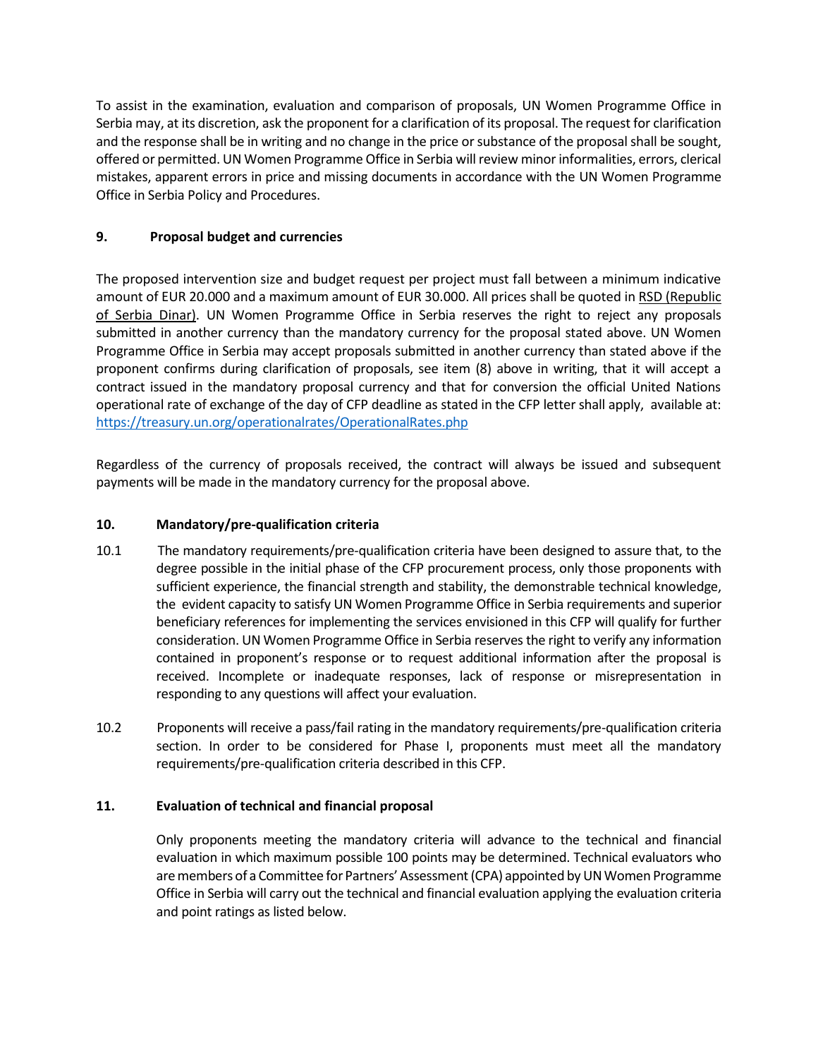To assist in the examination, evaluation and comparison of proposals, UN Women Programme Office in Serbia may, at its discretion, ask the proponent for a clarification of its proposal. The request for clarification and the response shall be in writing and no change in the price or substance of the proposal shall be sought, offered or permitted. UN Women Programme Office in Serbia will review minor informalities, errors, clerical mistakes, apparent errors in price and missing documents in accordance with the UN Women Programme Office in Serbia Policy and Procedures.

## 9. Proposal budget and currencies

The proposed intervention size and budget request per project must fall between a minimum indicative amount of EUR 20.000 and a maximum amount of EUR 30.000. All prices shall be quoted in RSD (Republic of Serbia Dinar). UN Women Programme Office in Serbia reserves the right to reject any proposals submitted in another currency than the mandatory currency for the proposal stated above. UN Women Programme Office in Serbia may accept proposals submitted in another currency than stated above if the proponent confirms during clarification of proposals, see item (8) above in writing, that it will accept a contract issued in the mandatory proposal currency and that for conversion the official United Nations operational rate of exchange of the day of CFP deadline as stated in the CFP letter shall apply, available at: https://treasury.un.org/operationalrates/OperationalRates.php

Regardless of the currency of proposals received, the contract will always be issued and subsequent payments will be made in the mandatory currency for the proposal above.

## 10. Mandatory/pre-qualification criteria

10.1 The mandatory requirements/pre-qualification criteria have been designed to assure that, to the degree possible in the initial phase of the CFP procurement process, only those proponents with sufficient experience, the financial strength and stability, the demonstrable technical knowledge, the evident capacity to satisfy UN Women Programme Office in Serbia requirements and superior beneficiary references for implementing the services envisioned in this CFP will qualify for further consideration. UN Women Programme Office in Serbia reserves the right to verify any information contained in proponent's response or to request additional information after the proposal is received. Incomplete or inadequate responses, lack of response or misrepresentation in responding to any questions will affect your evaluation.

10.2 Proponents will receive a pass/fail rating in the mandatory requirements/pre-qualification criteria section. In order to be considered for Phase I, proponents must meet all the mandatory requirements/pre-qualification criteria described in this CFP.

## 11. Evaluation of technical and financial proposal

Only proponents meeting the mandatory criteria will advance to the technical and financial evaluation in which maximum possible 100 points may be determined. Technical evaluators who are members of a Committee for Partners' Assessment (CPA) appointed by UN Women Programme Office in Serbia will carry out the technical and financial evaluation applying the evaluation criteria and point ratings as listed below.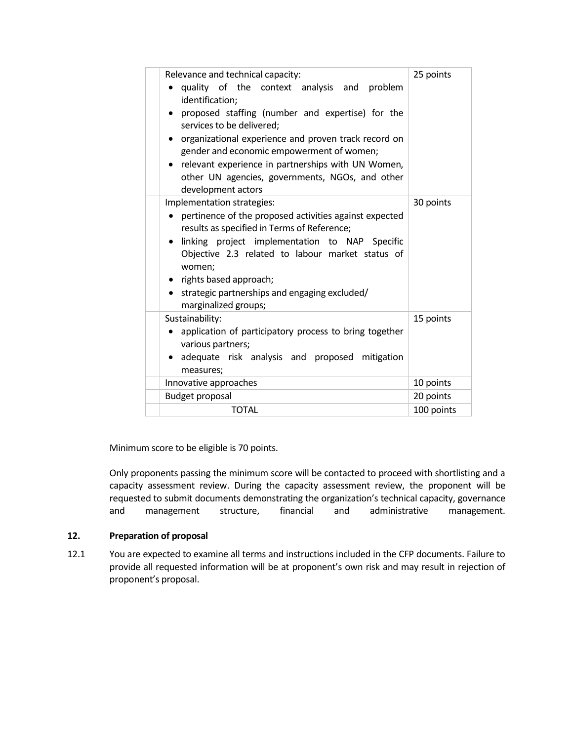| | | |
|---|---|---|
| | Relevance and technical capacity:<br>• quality of the context analysis and problem identification;<br>• proposed staffing (number and expertise) for the services to be delivered;<br>• organizational experience and proven track record on gender and economic empowerment of women;<br>• relevant experience in partnerships with UN Women, other UN agencies, governments, NGOs, and other development actors | 25 points |
| | Implementation strategies:<br>• pertinence of the proposed activities against expected results as specified in Terms of Reference;<br>• linking project implementation to NAP Specific Objective 2.3 related to labour market status of women;<br>• rights based approach;<br>• strategic partnerships and engaging excluded/ marginalized groups; | 30 points |
| | Sustainability:<br>• application of participatory process to bring together various partners;<br>• adequate risk analysis and proposed mitigation measures; | 15 points |
| | Innovative approaches | 10 points |
| | Budget proposal | 20 points |
| | TOTAL | 100 points |

Minimum score to be eligible is 70 points.

Only proponents passing the minimum score will be contacted to proceed with shortlisting and a capacity assessment review. During the capacity assessment review, the proponent will be requested to submit documents demonstrating the organization's technical capacity, governance and management structure, financial and administrative management.

**12. Preparation of proposal**

12.1 You are expected to examine all terms and instructions included in the CFP documents. Failure to provide all requested information will be at proponent's own risk and may result in rejection of proponent's proposal.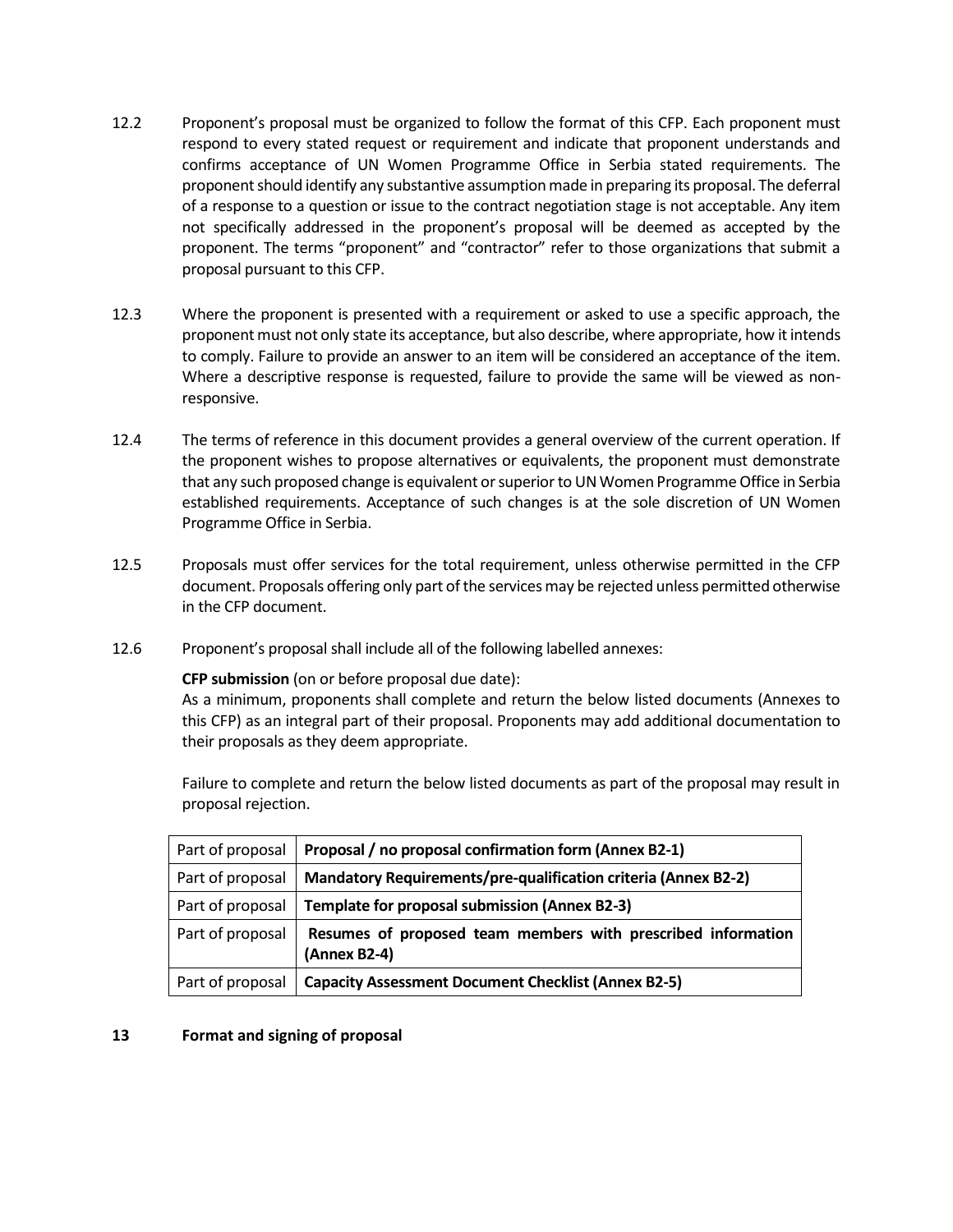12.2 Proponent's proposal must be organized to follow the format of this CFP. Each proponent must respond to every stated request or requirement and indicate that proponent understands and confirms acceptance of UN Women Programme Office in Serbia stated requirements. The proponent should identify any substantive assumption made in preparing its proposal. The deferral of a response to a question or issue to the contract negotiation stage is not acceptable. Any item not specifically addressed in the proponent's proposal will be deemed as accepted by the proponent. The terms "proponent" and "contractor" refer to those organizations that submit a proposal pursuant to this CFP.

12.3 Where the proponent is presented with a requirement or asked to use a specific approach, the proponent must not only state its acceptance, but also describe, where appropriate, how it intends to comply. Failure to provide an answer to an item will be considered an acceptance of the item. Where a descriptive response is requested, failure to provide the same will be viewed as non-responsive.

12.4 The terms of reference in this document provides a general overview of the current operation. If the proponent wishes to propose alternatives or equivalents, the proponent must demonstrate that any such proposed change is equivalent or superior to UN Women Programme Office in Serbia established requirements. Acceptance of such changes is at the sole discretion of UN Women Programme Office in Serbia.

12.5 Proposals must offer services for the total requirement, unless otherwise permitted in the CFP document. Proposals offering only part of the services may be rejected unless permitted otherwise in the CFP document.

12.6 Proponent's proposal shall include all of the following labelled annexes:

**CFP submission** (on or before proposal due date):
As a minimum, proponents shall complete and return the below listed documents (Annexes to this CFP) as an integral part of their proposal. Proponents may add additional documentation to their proposals as they deem appropriate.

Failure to complete and return the below listed documents as part of the proposal may result in proposal rejection.

| | |
|---|---|
| Part of proposal | **Proposal / no proposal confirmation form (Annex B2-1)** |
| Part of proposal | **Mandatory Requirements/pre-qualification criteria (Annex B2-2)** |
| Part of proposal | **Template for proposal submission (Annex B2-3)** |
| Part of proposal | **Resumes of proposed team members with prescribed information (Annex B2-4)** |
| Part of proposal | **Capacity Assessment Document Checklist (Annex B2-5)** |

## 13 Format and signing of proposal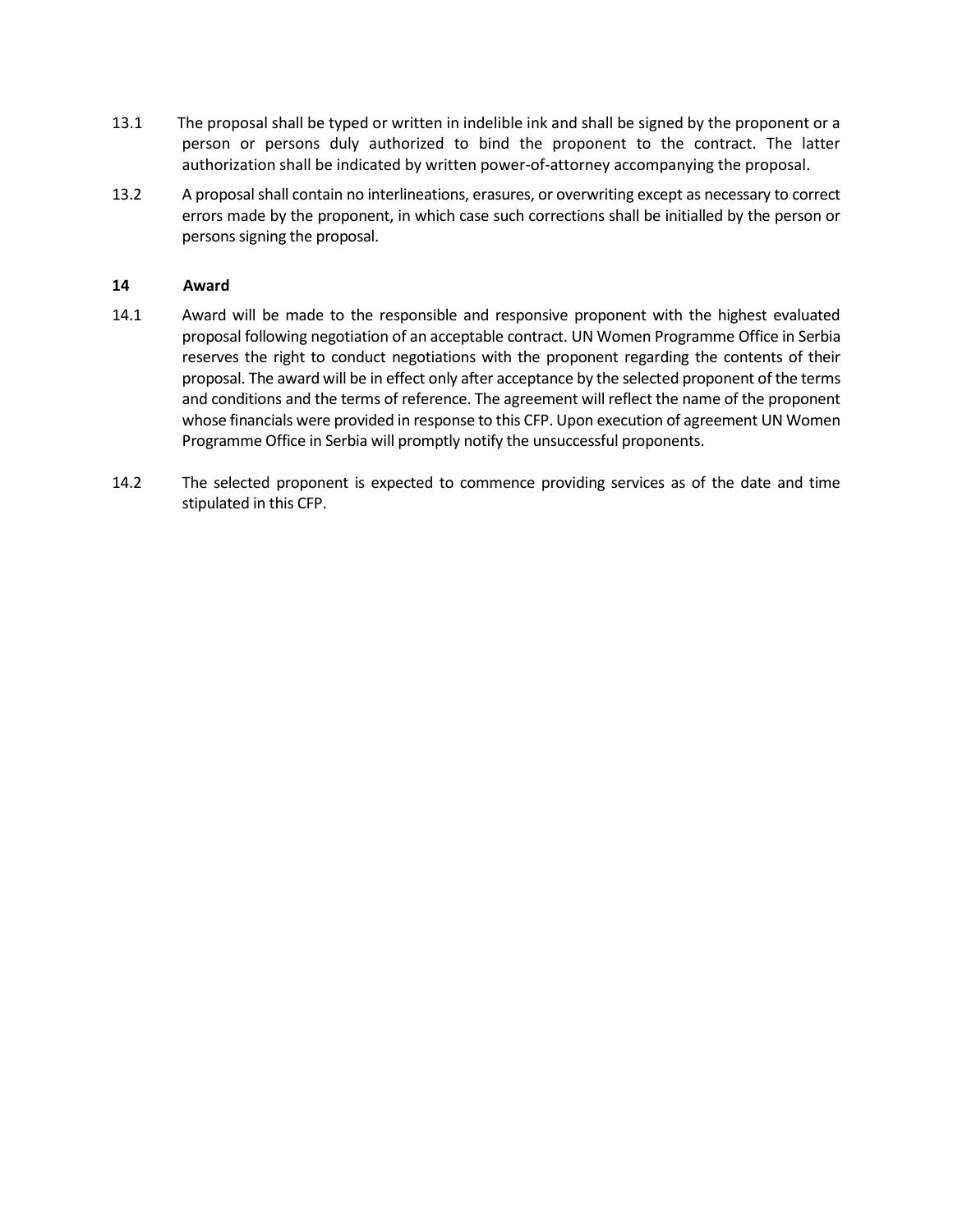13.1 The proposal shall be typed or written in indelible ink and shall be signed by the proponent or a person or persons duly authorized to bind the proponent to the contract. The latter authorization shall be indicated by written power-of-attorney accompanying the proposal.

13.2 A proposal shall contain no interlineations, erasures, or overwriting except as necessary to correct errors made by the proponent, in which case such corrections shall be initialled by the person or persons signing the proposal.

**14 Award**

14.1 Award will be made to the responsible and responsive proponent with the highest evaluated proposal following negotiation of an acceptable contract. UN Women Programme Office in Serbia reserves the right to conduct negotiations with the proponent regarding the contents of their proposal. The award will be in effect only after acceptance by the selected proponent of the terms and conditions and the terms of reference. The agreement will reflect the name of the proponent whose financials were provided in response to this CFP. Upon execution of agreement UN Women Programme Office in Serbia will promptly notify the unsuccessful proponents.

14.2 The selected proponent is expected to commence providing services as of the date and time stipulated in this CFP.